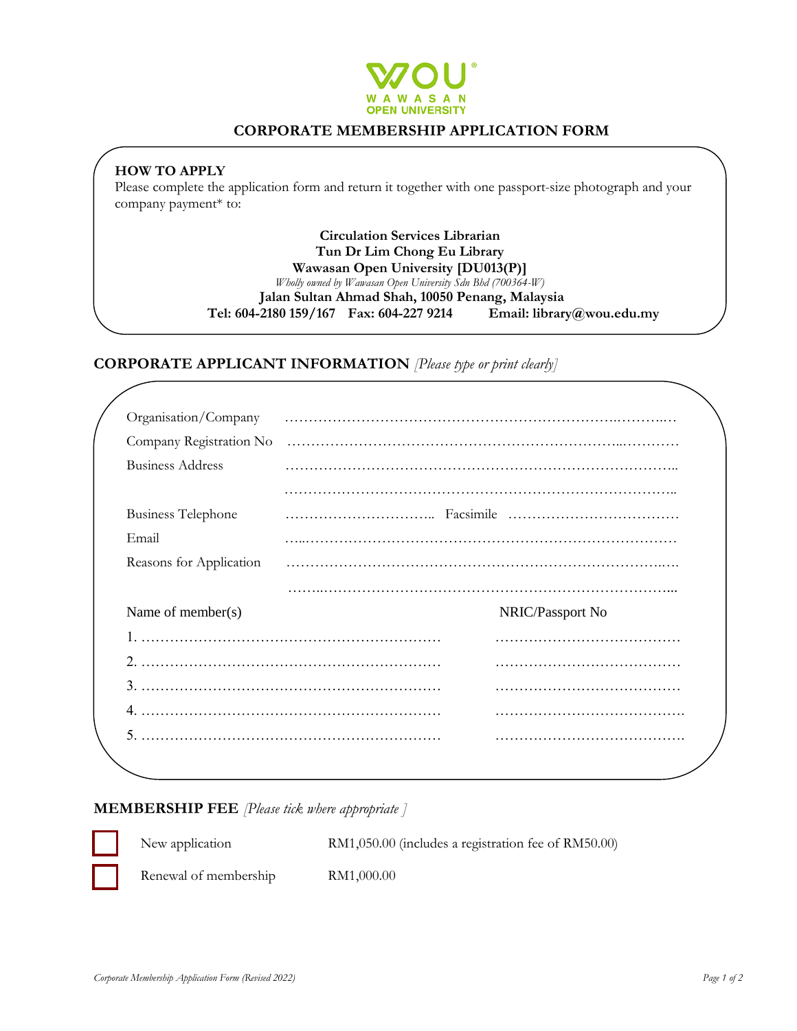WOU
WAWASAN
OPEN UNIVERSITY

# CORPORATE MEMBERSHIP APPLICATION FORM

**HOW TO APPLY**

Please complete the application form and return it together with one passport-size photograph and your company payment* to:

**Circulation Services Librarian**
**Tun Dr Lim Chong Eu Library**
**Wawasan Open University [DU013(P)]**
*Wholly owned by Wawasan Open University Sdn Bhd (700364-W)*
**Jalan Sultan Ahmad Shah, 10050 Penang, Malaysia**
**Tel: 604-2180 159/167 Fax: 604-227 9214 Email: library@wou.edu.my**

## CORPORATE APPLICANT INFORMATION *[Please type or print clearly]*

Organisation/Company …………………………………………………………………………

Company Registration No …………………………………………………………………………

Business Address …………………………………………………………………………

…………………………………………………………………………

Business Telephone ………………………….. Facsimile ………………………………

Email …………………………………………………………………………

Reasons for Application …………………………………………………………………………

…………………………………………………………………………

| Name of member(s) | NRIC/Passport No |
|---|---|
| 1. ……………………………………………………… | ………………………………… |
| 2. ……………………………………………………… | ………………………………… |
| 3. ……………………………………………………… | ………………………………… |
| 4. ……………………………………………………… | ………………………………… |
| 5. ……………………………………………………… | ………………………………… |

## MEMBERSHIP FEE *[Please tick where appropriate ]*

☐ New application RM1,050.00 (includes a registration fee of RM50.00)

☐ Renewal of membership RM1,000.00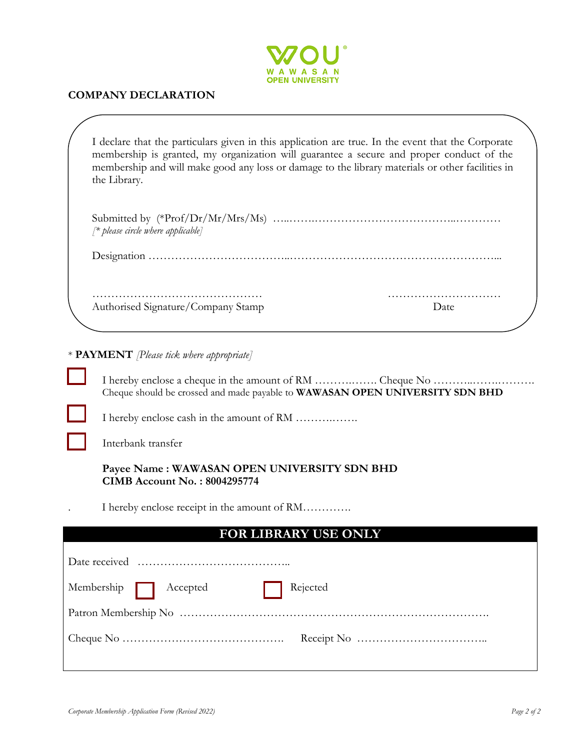WOU®
WAWASAN
OPEN UNIVERSITY

**COMPANY DECLARATION**

I declare that the particulars given in this application are true. In the event that the Corporate membership is granted, my organization will guarantee a secure and proper conduct of the membership and will make good any loss or damage to the library materials or other facilities in the Library.

Submitted by (*Prof/Dr/Mr/Mrs/Ms) …..…….…………………………………..…………
*[* please circle where applicable]*

Designation ……………………………..………………………………………………...

……………………………………… ………………………….
Authorised Signature/Company Stamp Date

\* **PAYMENT** *[Please tick where appropriate]*

☐ I hereby enclose a cheque in the amount of RM ……….……. Cheque No ………..……..……….
Cheque should be crossed and made payable to **WAWASAN OPEN UNIVERSITY SDN BHD**

☐ I hereby enclose cash in the amount of RM ……….…….

☐ Interbank transfer

**Payee Name : WAWASAN OPEN UNIVERSITY SDN BHD**
**CIMB Account No. : 8004295774**

. I hereby enclose receipt in the amount of RM………….

## FOR LIBRARY USE ONLY

Date received …………………………………..

Membership ☐ Accepted ☐ Rejected

Patron Membership No ……………………………………………………………………….

Cheque No ……………………………………. Receipt No ……………………………..

*Corporate Membership Application Form (Revised 2022)*